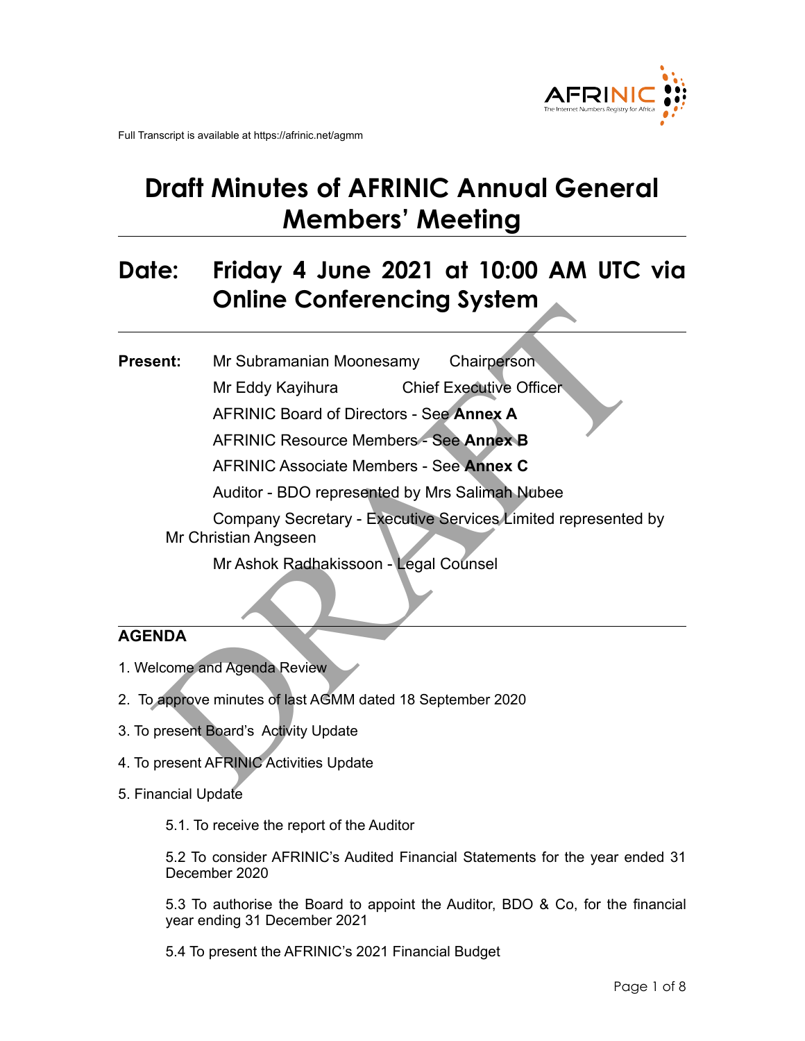Full Transcript is available at https://afrinic.net/agmm

# Draft Minutes of AFRINIC Annual General Members' Meeting

## Date: Friday 4 June 2021 at 10:00 AM UTC via Online Conferencing System

**Present:** Mr Subramanian Moonesamy Chairperson

Mr Eddy Kayihura Chief Executive Officer

AFRINIC Board of Directors - See **Annex A**

AFRINIC Resource Members - See **Annex B**

AFRINIC Associate Members - See **Annex C**

Auditor - BDO represented by Mrs Salimah Nubee

Company Secretary - Executive Services Limited represented by Mr Christian Angseen

Mr Ashok Radhakissoon - Legal Counsel

## AGENDA

1. Welcome and Agenda Review
2. To approve minutes of last AGMM dated 18 September 2020
3. To present Board's Activity Update
4. To present AFRINIC Activities Update
5. Financial Update

    5.1. To receive the report of the Auditor

    5.2 To consider AFRINIC's Audited Financial Statements for the year ended 31 December 2020

    5.3 To authorise the Board to appoint the Auditor, BDO & Co, for the financial year ending 31 December 2021

    5.4 To present the AFRINIC's 2021 Financial Budget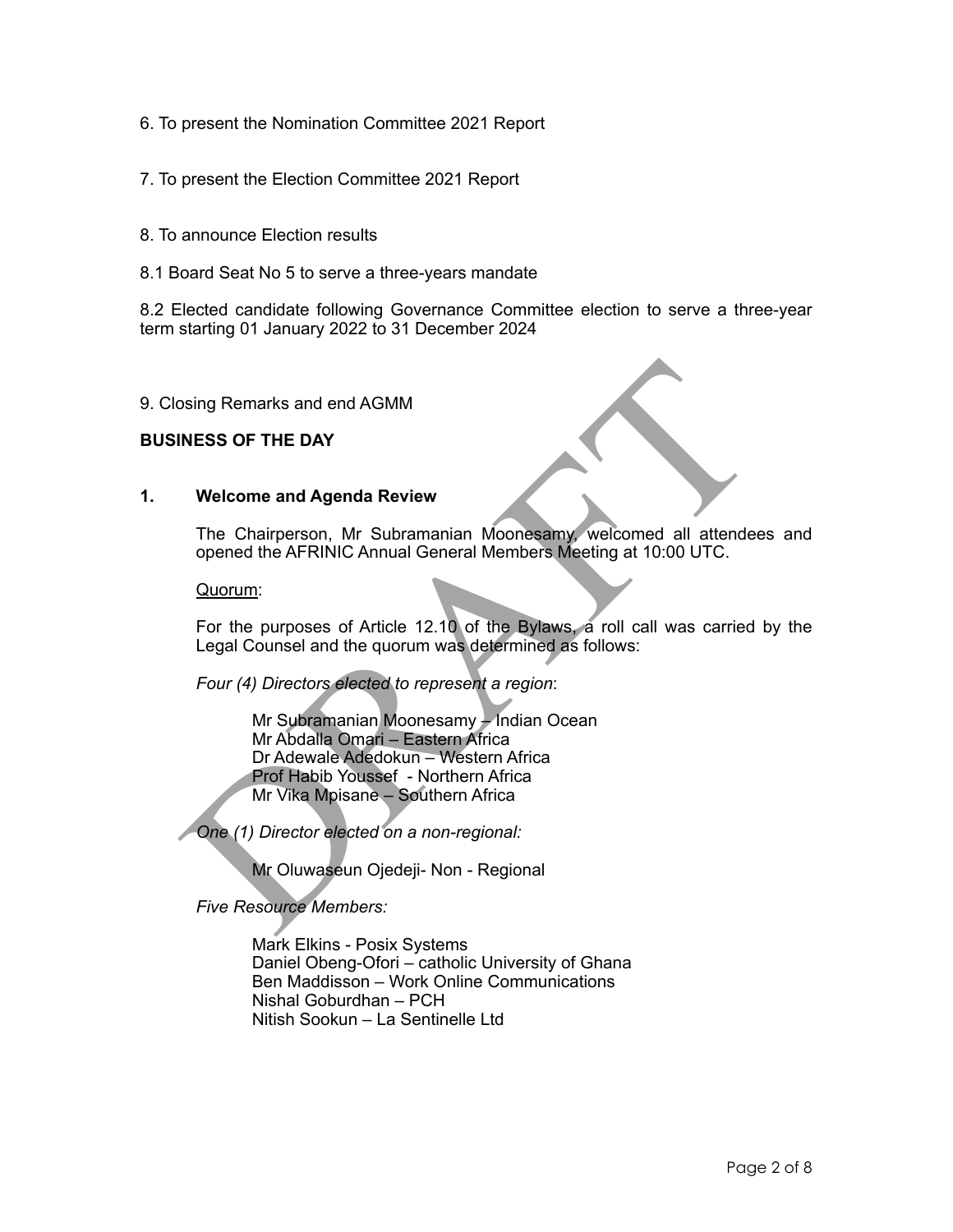6. To present the Nomination Committee 2021 Report

7. To present the Election Committee 2021 Report

8. To announce Election results

8.1 Board Seat No 5 to serve a three-years mandate

8.2 Elected candidate following Governance Committee election to serve a three-year term starting 01 January 2022 to 31 December 2024

9. Closing Remarks and end AGMM

**BUSINESS OF THE DAY**

**1. Welcome and Agenda Review**

The Chairperson, Mr Subramanian Moonesamy, welcomed all attendees and opened the AFRINIC Annual General Members Meeting at 10:00 UTC.

Quorum:

For the purposes of Article 12.10 of the Bylaws, a roll call was carried by the Legal Counsel and the quorum was determined as follows:

*Four (4) Directors elected to represent a region*:

Mr Subramanian Moonesamy – Indian Ocean
Mr Abdalla Omari – Eastern Africa
Dr Adewale Adedokun – Western Africa
Prof Habib Youssef - Northern Africa
Mr Vika Mpisane – Southern Africa

*One (1) Director elected on a non-regional:*

Mr Oluwaseun Ojedeji- Non - Regional

*Five Resource Members:*

Mark Elkins - Posix Systems
Daniel Obeng-Ofori – catholic University of Ghana
Ben Maddisson – Work Online Communications
Nishal Goburdhan – PCH
Nitish Sookun – La Sentinelle Ltd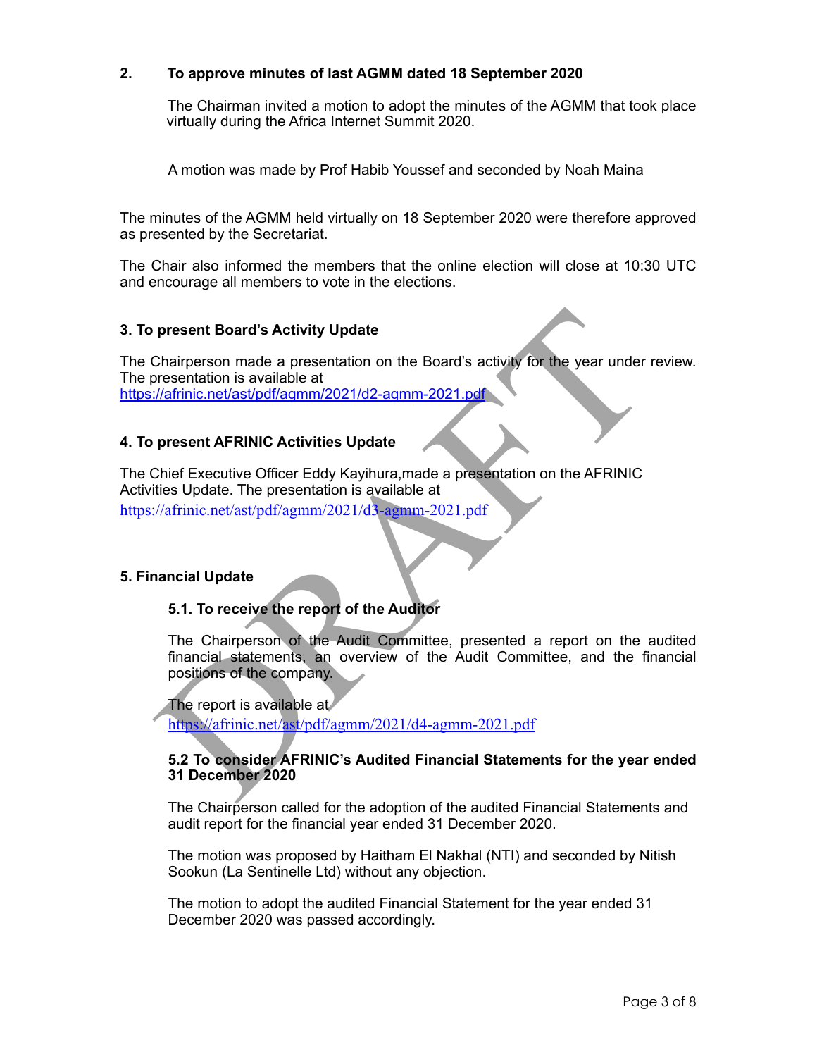## 2. To approve minutes of last AGMM dated 18 September 2020

The Chairman invited a motion to adopt the minutes of the AGMM that took place virtually during the Africa Internet Summit 2020.

A motion was made by Prof Habib Youssef and seconded by Noah Maina

The minutes of the AGMM held virtually on 18 September 2020 were therefore approved as presented by the Secretariat.

The Chair also informed the members that the online election will close at 10:30 UTC and encourage all members to vote in the elections.

## 3. To present Board's Activity Update

The Chairperson made a presentation on the Board's activity for the year under review. The presentation is available at https://afrinic.net/ast/pdf/agmm/2021/d2-agmm-2021.pdf

## 4. To present AFRINIC Activities Update

The Chief Executive Officer Eddy Kayihura,made a presentation on the AFRINIC Activities Update. The presentation is available at https://afrinic.net/ast/pdf/agmm/2021/d3-agmm-2021.pdf

## 5. Financial Update

### 5.1. To receive the report of the Auditor

The Chairperson of the Audit Committee, presented a report on the audited financial statements, an overview of the Audit Committee, and the financial positions of the company.

The report is available at https://afrinic.net/ast/pdf/agmm/2021/d4-agmm-2021.pdf

### 5.2 To consider AFRINIC's Audited Financial Statements for the year ended 31 December 2020

The Chairperson called for the adoption of the audited Financial Statements and audit report for the financial year ended 31 December 2020.

The motion was proposed by Haitham El Nakhal (NTI) and seconded by Nitish Sookun (La Sentinelle Ltd) without any objection.

The motion to adopt the audited Financial Statement for the year ended 31 December 2020 was passed accordingly.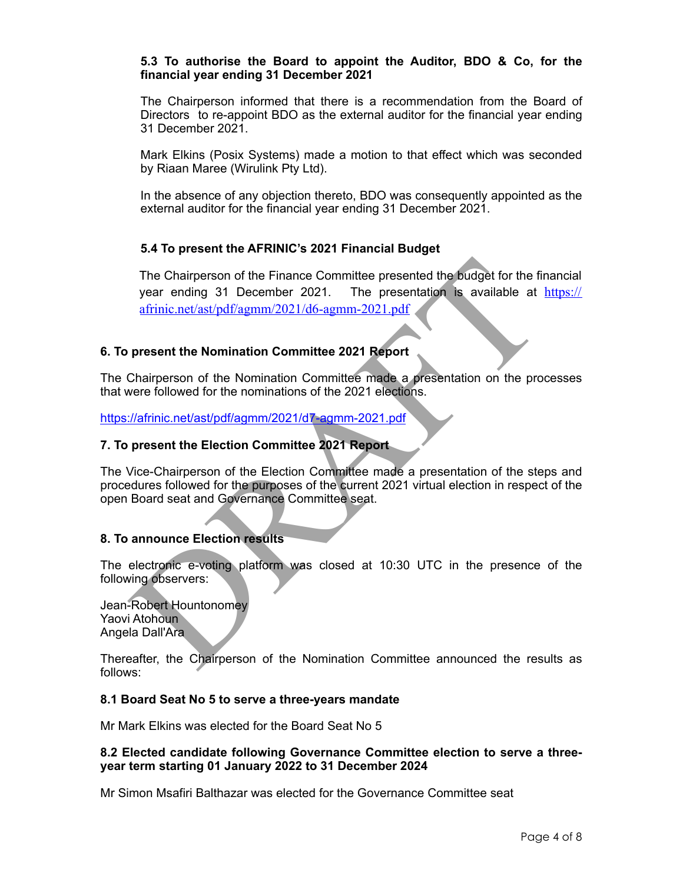**5.3 To authorise the Board to appoint the Auditor, BDO & Co, for the financial year ending 31 December 2021**

The Chairperson informed that there is a recommendation from the Board of Directors to re-appoint BDO as the external auditor for the financial year ending 31 December 2021.

Mark Elkins (Posix Systems) made a motion to that effect which was seconded by Riaan Maree (Wirulink Pty Ltd).

In the absence of any objection thereto, BDO was consequently appointed as the external auditor for the financial year ending 31 December 2021.

**5.4 To present the AFRINIC's 2021 Financial Budget**

The Chairperson of the Finance Committee presented the budget for the financial year ending 31 December 2021. The presentation is available at https://afrinic.net/ast/pdf/agmm/2021/d6-agmm-2021.pdf

**6. To present the Nomination Committee 2021 Report**

The Chairperson of the Nomination Committee made a presentation on the processes that were followed for the nominations of the 2021 elections.

https://afrinic.net/ast/pdf/agmm/2021/d7-agmm-2021.pdf

**7. To present the Election Committee 2021 Report**

The Vice-Chairperson of the Election Committee made a presentation of the steps and procedures followed for the purposes of the current 2021 virtual election in respect of the open Board seat and Governance Committee seat.

**8. To announce Election results**

The electronic e-voting platform was closed at 10:30 UTC in the presence of the following observers:

Jean-Robert Hountonomey
Yaovi Atohoun
Angela Dall'Ara

Thereafter, the Chairperson of the Nomination Committee announced the results as follows:

**8.1 Board Seat No 5 to serve a three-years mandate**

Mr Mark Elkins was elected for the Board Seat No 5

**8.2 Elected candidate following Governance Committee election to serve a three-year term starting 01 January 2022 to 31 December 2024**

Mr Simon Msafiri Balthazar was elected for the Governance Committee seat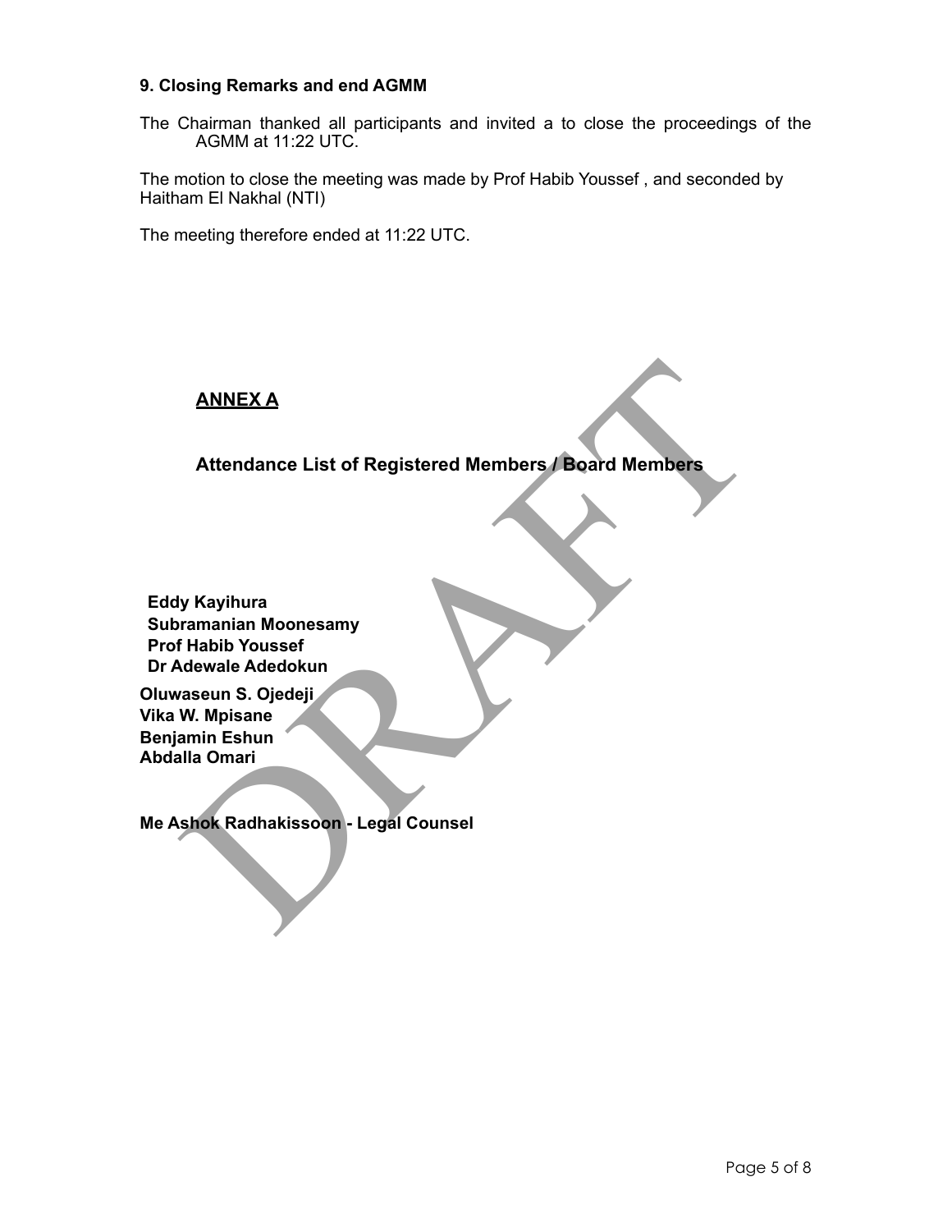### 9. Closing Remarks and end AGMM

The Chairman thanked all participants and invited a to close the proceedings of the AGMM at 11:22 UTC.

The motion to close the meeting was made by Prof Habib Youssef , and seconded by Haitham El Nakhal (NTI)

The meeting therefore ended at 11:22 UTC.

## ANNEX A

### Attendance List of Registered Members / Board Members

**Eddy Kayihura**
**Subramanian Moonesamy**
**Prof Habib Youssef**
**Dr Adewale Adedokun**
**Oluwaseun S. Ojedeji**
**Vika W. Mpisane**
**Benjamin Eshun**
**Abdalla Omari**

**Me Ashok Radhakissoon - Legal Counsel**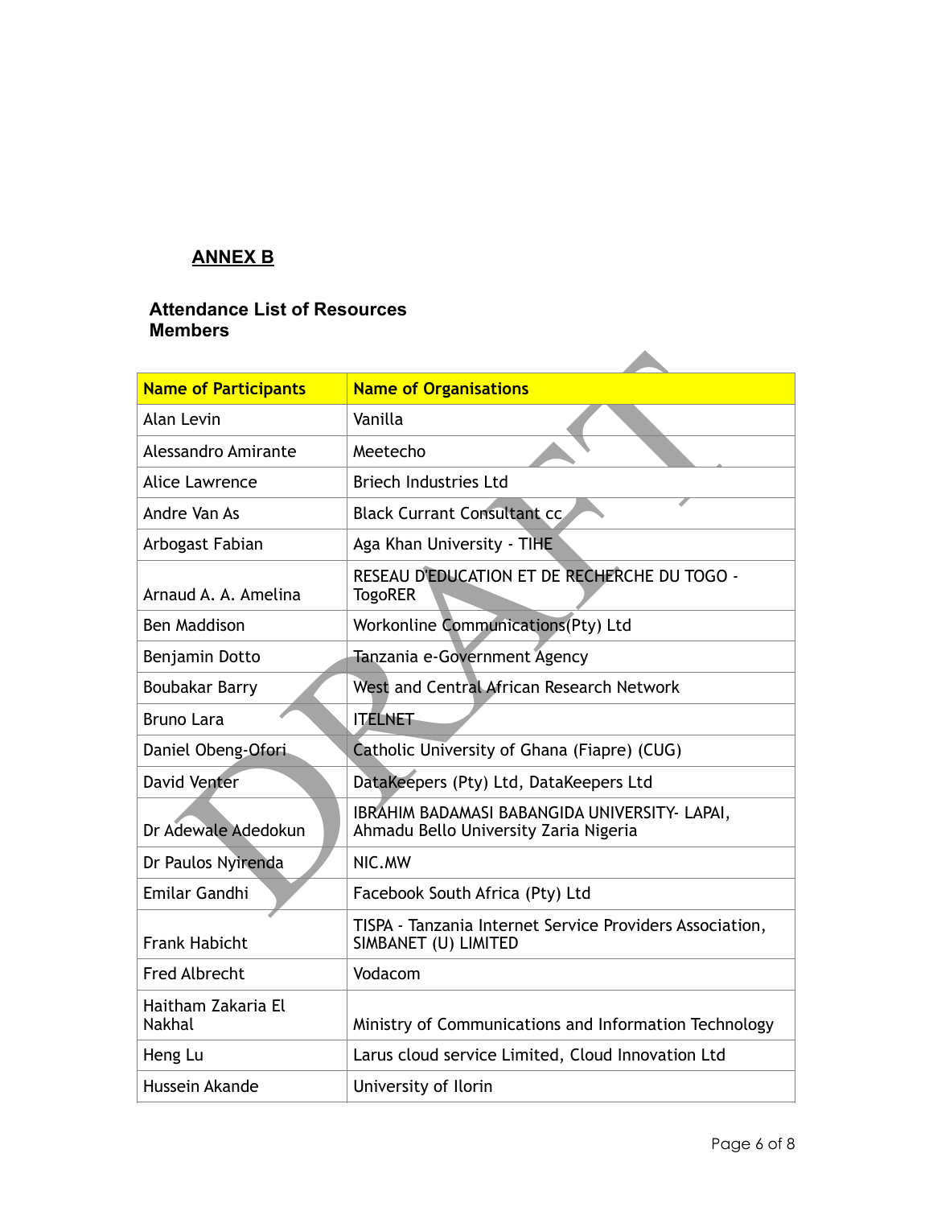## ANNEX B

### Attendance List of Resources Members

| Name of Participants | Name of Organisations |
|---|---|
| Alan Levin | Vanilla |
| Alessandro Amirante | Meetecho |
| Alice Lawrence | Briech Industries Ltd |
| Andre Van As | Black Currant Consultant cc |
| Arbogast Fabian | Aga Khan University - TIHE |
| Arnaud A. A. Amelina | RESEAU D'EDUCATION ET DE RECHERCHE DU TOGO - TogoRER |
| Ben Maddison | Workonline Communications(Pty) Ltd |
| Benjamin Dotto | Tanzania e-Government Agency |
| Boubakar Barry | West and Central African Research Network |
| Bruno Lara | ITELNET |
| Daniel Obeng-Ofori | Catholic University of Ghana (Fiapre) (CUG) |
| David Venter | DataKeepers (Pty) Ltd, DataKeepers Ltd |
| Dr Adewale Adedokun | IBRAHIM BADAMASI BABANGIDA UNIVERSITY- LAPAI, Ahmadu Bello University Zaria Nigeria |
| Dr Paulos Nyirenda | NIC.MW |
| Emilar Gandhi | Facebook South Africa (Pty) Ltd |
| Frank Habicht | TISPA - Tanzania Internet Service Providers Association, SIMBANET (U) LIMITED |
| Fred Albrecht | Vodacom |
| Haitham Zakaria El Nakhal | Ministry of Communications and Information Technology |
| Heng Lu | Larus cloud service Limited, Cloud Innovation Ltd |
| Hussein Akande | University of Ilorin |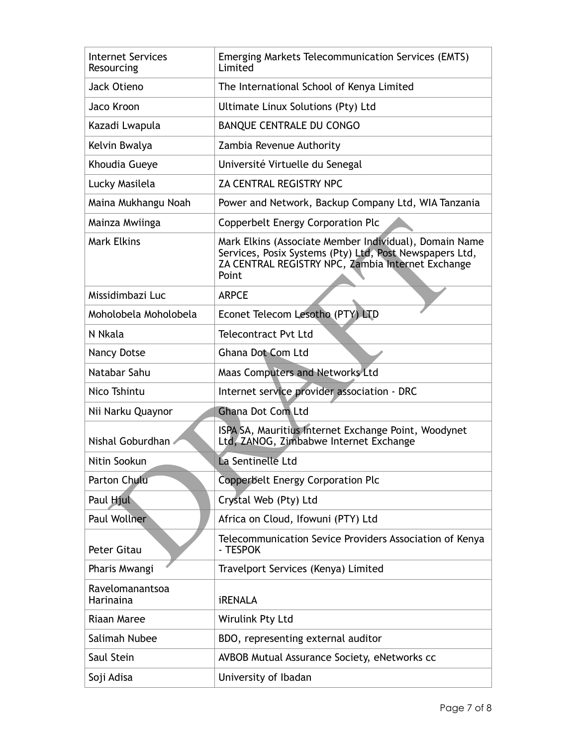| Internet Services Resourcing | Emerging Markets Telecommunication Services (EMTS) Limited |
|---|---|
| Jack Otieno | The International School of Kenya Limited |
| Jaco Kroon | Ultimate Linux Solutions (Pty) Ltd |
| Kazadi Lwapula | BANQUE CENTRALE DU CONGO |
| Kelvin Bwalya | Zambia Revenue Authority |
| Khoudia Gueye | Université Virtuelle du Senegal |
| Lucky Masilela | ZA CENTRAL REGISTRY NPC |
| Maina Mukhangu Noah | Power and Network, Backup Company Ltd, WIA Tanzania |
| Mainza Mwiinga | Copperbelt Energy Corporation Plc |
| Mark Elkins | Mark Elkins (Associate Member Individual), Domain Name Services, Posix Systems (Pty) Ltd, Post Newspapers Ltd, ZA CENTRAL REGISTRY NPC, Zambia Internet Exchange Point |
| Missidimbazi Luc | ARPCE |
| Moholobela Moholobela | Econet Telecom Lesotho (PTY) LTD |
| N Nkala | Telecontract Pvt Ltd |
| Nancy Dotse | Ghana Dot Com Ltd |
| Natabar Sahu | Maas Computers and Networks Ltd |
| Nico Tshintu | Internet service provider association - DRC |
| Nii Narku Quaynor | Ghana Dot Com Ltd |
| Nishal Goburdhan | ISPA SA, Mauritius Internet Exchange Point, Woodynet Ltd, ZANOG, Zimbabwe Internet Exchange |
| Nitin Sookun | La Sentinelle Ltd |
| Parton Chulu | Copperbelt Energy Corporation Plc |
| Paul Hjul | Crystal Web (Pty) Ltd |
| Paul Wollner | Africa on Cloud, Ifowuni (PTY) Ltd |
| Peter Gitau | Telecommunication Sevice Providers Association of Kenya - TESPOK |
| Pharis Mwangi | Travelport Services (Kenya) Limited |
| Ravelomanantsoa Harinaina | iRENALA |
| Riaan Maree | Wirulink Pty Ltd |
| Salimah Nubee | BDO, representing external auditor |
| Saul Stein | AVBOB Mutual Assurance Society, eNetworks cc |
| Soji Adisa | University of Ibadan |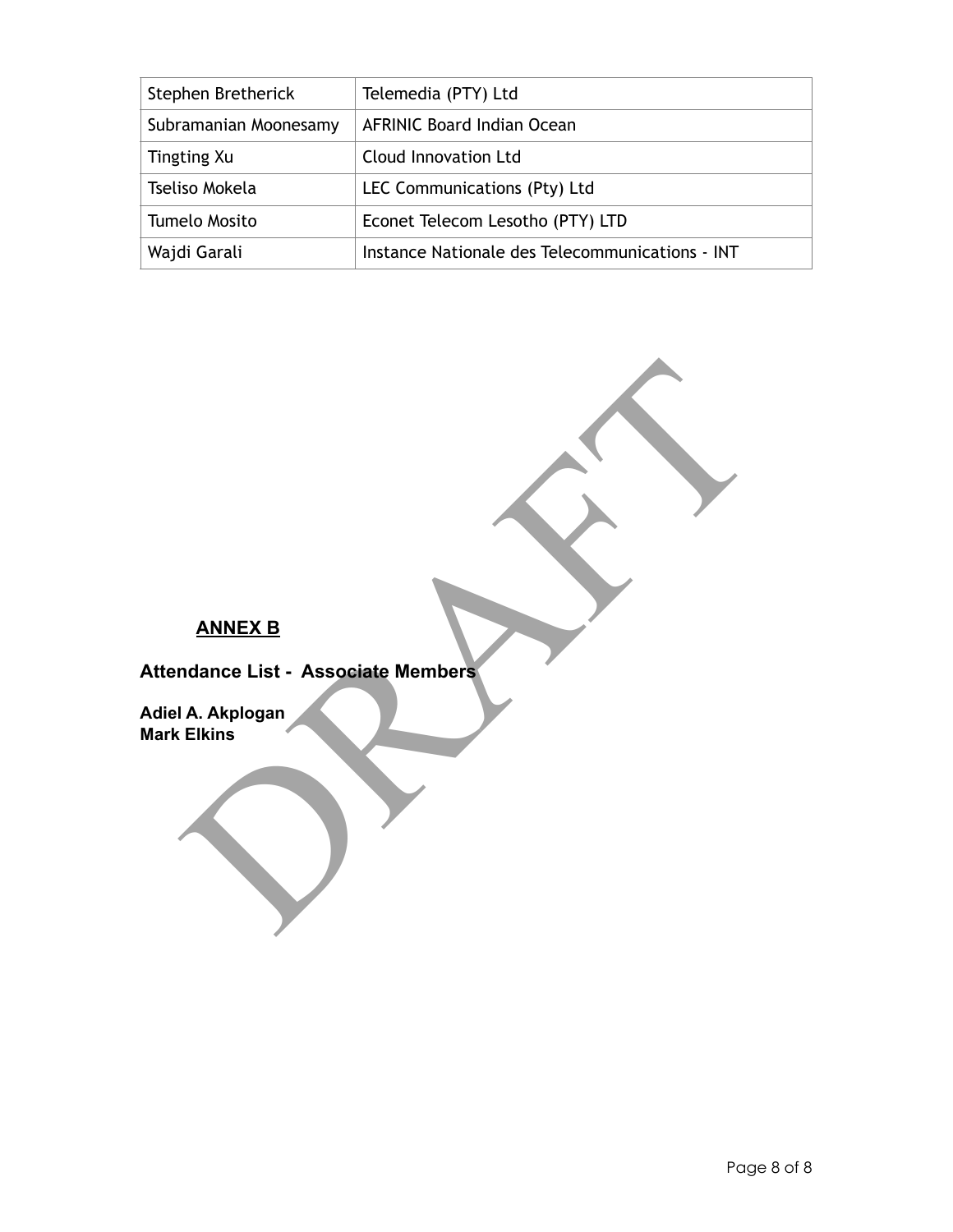| | |
|---|---|
| Stephen Bretherick | Telemedia (PTY) Ltd |
| Subramanian Moonesamy | AFRINIC Board Indian Ocean |
| Tingting Xu | Cloud Innovation Ltd |
| Tseliso Mokela | LEC Communications (Pty) Ltd |
| Tumelo Mosito | Econet Telecom Lesotho (PTY) LTD |
| Wajdi Garali | Instance Nationale des Telecommunications - INT |

## ANNEX B

### Attendance List - Associate Members

**Adiel A. Akplogan**
**Mark Elkins**